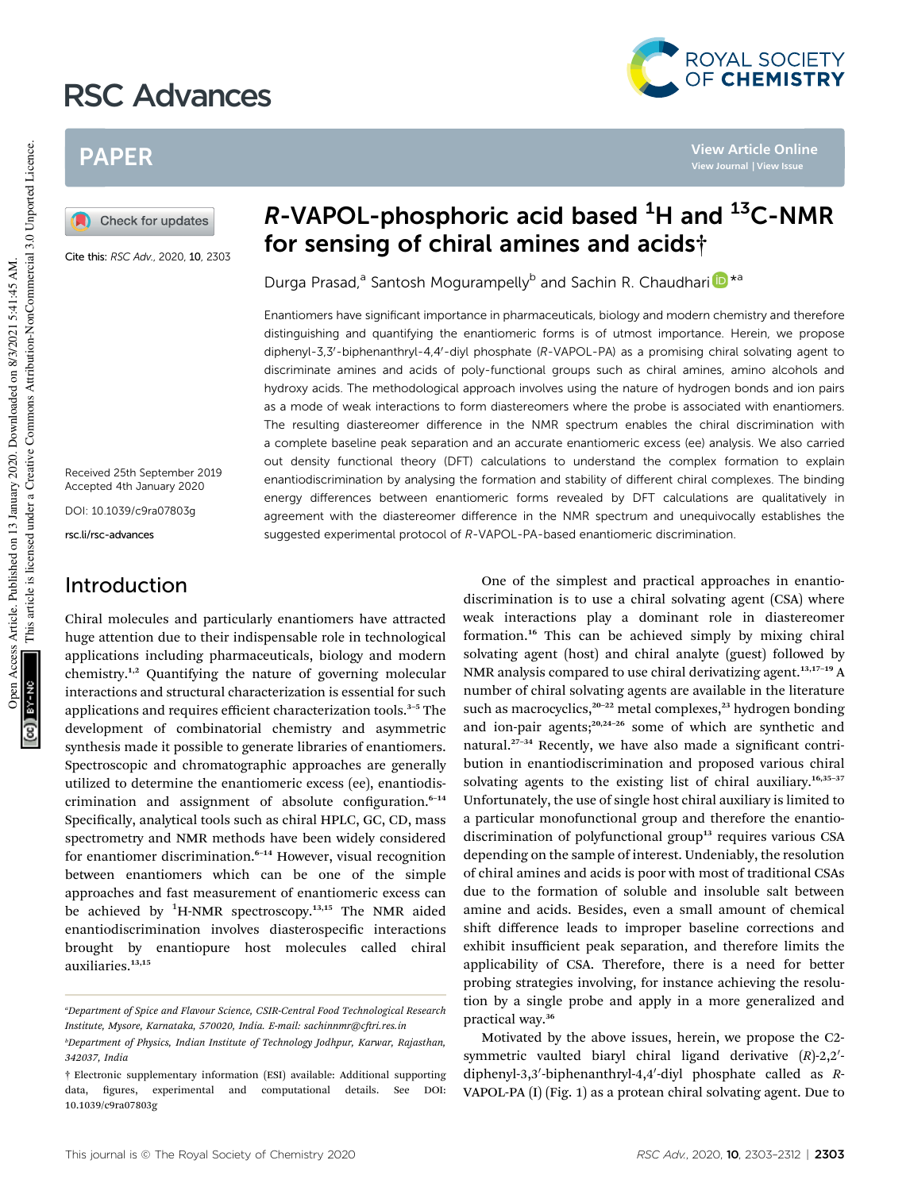# R-VAPOL-phosphoric acid based $^{1}$H and $^{13}$C-NMR for sensing of chiral amines and acids†

Cite this: RSC Adv., 2020, 10, 2303

Durga Prasad,[a] Santosh Mogurampelly[b] and Sachin R. Chaudhari *[a]

Received 25th September 2019
Accepted 4th January 2020

DOI: 10.1039/c9ra07803g

rsc.li/rsc-advances

Enantiomers have significant importance in pharmaceuticals, biology and modern chemistry and therefore distinguishing and quantifying the enantiomeric forms is of utmost importance. Herein, we propose diphenyl-3,3′-biphenanthryl-4,4′-diyl phosphate (R-VAPOL-PA) as a promising chiral solvating agent to discriminate amines and acids of poly-functional groups such as chiral amines, amino alcohols and hydroxy acids. The methodological approach involves using the nature of hydrogen bonds and ion pairs as a mode of weak interactions to form diastereomers where the probe is associated with enantiomers. The resulting diastereomer difference in the NMR spectrum enables the chiral discrimination with a complete baseline peak separation and an accurate enantiomeric excess (ee) analysis. We also carried out density functional theory (DFT) calculations to understand the complex formation to explain enantiodiscrimination by analysing the formation and stability of different chiral complexes. The binding energy differences between enantiomeric forms revealed by DFT calculations are qualitatively in agreement with the diastereomer difference in the NMR spectrum and unequivocally establishes the suggested experimental protocol of R-VAPOL-PA-based enantiomeric discrimination.

## Introduction

Chiral molecules and particularly enantiomers have attracted huge attention due to their indispensable role in technological applications including pharmaceuticals, biology and modern chemistry.[1,2] Quantifying the nature of governing molecular interactions and structural characterization is essential for such applications and requires efficient characterization tools.[3–5] The development of combinatorial chemistry and asymmetric synthesis made it possible to generate libraries of enantiomers. Spectroscopic and chromatographic approaches are generally utilized to determine the enantiomeric excess (ee), enantiodiscrimination and assignment of absolute configuration.[6–14] Specifically, analytical tools such as chiral HPLC, GC, CD, mass spectrometry and NMR methods have been widely considered for enantiomer discrimination.[6–14] However, visual recognition between enantiomers which can be one of the simple approaches and fast measurement of enantiomeric excess can be achieved by $^{1}$H-NMR spectroscopy.[13,15] The NMR aided enantiodiscrimination involves diasterospecific interactions brought by enantiopure host molecules called chiral auxiliaries.[13,15]

One of the simplest and practical approaches in enantiodiscrimination is to use a chiral solvating agent (CSA) where weak interactions play a dominant role in diastereomer formation.[16] This can be achieved simply by mixing chiral solvating agent (host) and chiral analyte (guest) followed by NMR analysis compared to use chiral derivatizing agent.[13,17–19] A number of chiral solvating agents are available in the literature such as macrocyclics,[20–22] metal complexes,[23] hydrogen bonding and ion-pair agents;[20,24–26] some of which are synthetic and natural.[27–34] Recently, we have also made a significant contribution in enantiodiscrimination and proposed various chiral solvating agents to the existing list of chiral auxiliary.[16,35–37] Unfortunately, the use of single host chiral auxiliary is limited to a particular monofunctional group and therefore the enantiodiscrimination of polyfunctional group[13] requires various CSA depending on the sample of interest. Undeniably, the resolution of chiral amines and acids is poor with most of traditional CSAs due to the formation of soluble and insoluble salt between amine and acids. Besides, even a small amount of chemical shift difference leads to improper baseline corrections and exhibit insufficient peak separation, and therefore limits the applicability of CSA. Therefore, there is a need for better probing strategies involving, for instance achieving the resolution by a single probe and apply in a more generalized and practical way.[36]

Motivated by the above issues, herein, we propose the C2-symmetric vaulted biaryl chiral ligand derivative (R)-2,2′-diphenyl-3,3′-biphenanthryl-4,4′-diyl phosphate called as R-VAPOL-PA (I) (Fig. 1) as a protean chiral solvating agent. Due to

[a] Department of Spice and Flavour Science, CSIR-Central Food Technological Research Institute, Mysore, Karnataka, 570020, India. E-mail: sachinnmr@cftri.res.in

[b] Department of Physics, Indian Institute of Technology Jodhpur, Karwar, Rajasthan, 342037, India

† Electronic supplementary information (ESI) available: Additional supporting data, figures, experimental and computational details. See DOI: 10.1039/c9ra07803g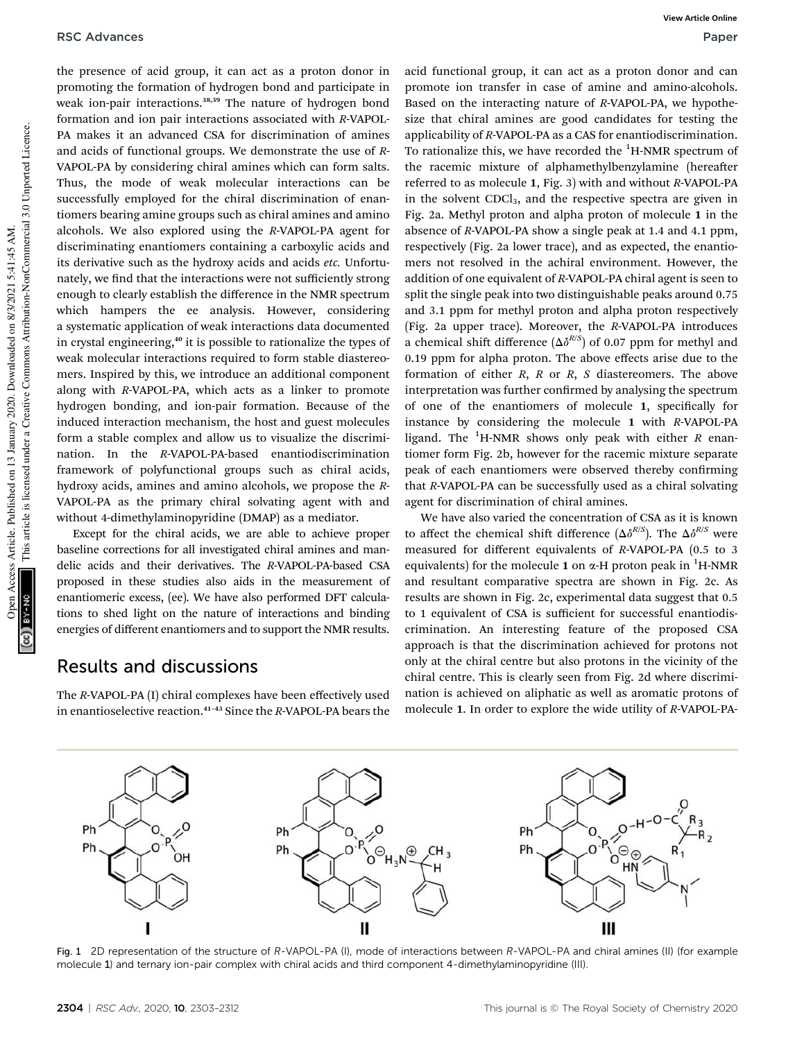the presence of acid group, it can act as a proton donor in promoting the formation of hydrogen bond and participate in weak ion-pair interactions.[38,39] The nature of hydrogen bond formation and ion pair interactions associated with *R*-VAPOL-PA makes it an advanced CSA for discrimination of amines and acids of functional groups. We demonstrate the use of *R*-VAPOL-PA by considering chiral amines which can form salts. Thus, the mode of weak molecular interactions can be successfully employed for the chiral discrimination of enantiomers bearing amine groups such as chiral amines and amino alcohols. We also explored using the *R*-VAPOL-PA agent for discriminating enantiomers containing a carboxylic acids and its derivative such as the hydroxy acids and acids *etc.* Unfortunately, we find that the interactions were not sufficiently strong enough to clearly establish the difference in the NMR spectrum which hampers the ee analysis. However, considering a systematic application of weak interactions data documented in crystal engineering,[40] it is possible to rationalize the types of weak molecular interactions required to form stable diastereomers. Inspired by this, we introduce an additional component along with *R*-VAPOL-PA, which acts as a linker to promote hydrogen bonding, and ion-pair formation. Because of the induced interaction mechanism, the host and guest molecules form a stable complex and allow us to visualize the discrimination. In the *R*-VAPOL-PA-based enantiodiscrimination framework of polyfunctional groups such as chiral acids, hydroxy acids, amines and amino alcohols, we propose the *R*-VAPOL-PA as the primary chiral solvating agent with and without 4-dimethylaminopyridine (DMAP) as a mediator.

Except for the chiral acids, we are able to achieve proper baseline corrections for all investigated chiral amines and mandelic acids and their derivatives. The *R*-VAPOL-PA-based CSA proposed in these studies also aids in the measurement of enantiomeric excess, (ee). We have also performed DFT calculations to shed light on the nature of interactions and binding energies of different enantiomers and to support the NMR results.

## Results and discussions

The *R*-VAPOL-PA (I) chiral complexes have been effectively used in enantioselective reaction.[41–43] Since the *R*-VAPOL-PA bears the acid functional group, it can act as a proton donor and can promote ion transfer in case of amine and amino-alcohols. Based on the interacting nature of *R*-VAPOL-PA, we hypothesize that chiral amines are good candidates for testing the applicability of *R*-VAPOL-PA as a CAS for enantiodiscrimination. To rationalize this, we have recorded the $^{1}$H-NMR spectrum of the racemic mixture of alphamethylbenzylamine (hereafter referred to as molecule **1**, Fig. 3) with and without *R*-VAPOL-PA in the solvent $CDCl_3$, and the respective spectra are given in Fig. 2a. Methyl proton and alpha proton of molecule **1** in the absence of *R*-VAPOL-PA show a single peak at 1.4 and 4.1 ppm, respectively (Fig. 2a lower trace), and as expected, the enantiomers not resolved in the achiral environment. However, the addition of one equivalent of *R*-VAPOL-PA chiral agent is seen to split the single peak into two distinguishable peaks around 0.75 and 3.1 ppm for methyl proton and alpha proton respectively (Fig. 2a upper trace). Moreover, the *R*-VAPOL-PA introduces a chemical shift difference ($\Delta\delta^{R/S}$) of 0.07 ppm for methyl and 0.19 ppm for alpha proton. The above effects arise due to the formation of either *R*, *R* or *R*, *S* diastereomers. The above interpretation was further confirmed by analysing the spectrum of one of the enantiomers of molecule **1**, specifically for instance by considering the molecule **1** with *R*-VAPOL-PA ligand. The $^{1}$H-NMR shows only peak with either *R* enantiomer form Fig. 2b, however for the racemic mixture separate peak of each enantiomers were observed thereby confirming that *R*-VAPOL-PA can be successfully used as a chiral solvating agent for discrimination of chiral amines.

We have also varied the concentration of CSA as it is known to affect the chemical shift difference ($\Delta\delta^{R/S}$). The $\Delta\delta^{R/S}$ were measured for different equivalents of *R*-VAPOL-PA (0.5 to 3 equivalents) for the molecule **1** on α-H proton peak in $^{1}$H-NMR and resultant comparative spectra are shown in Fig. 2c. As results are shown in Fig. 2c, experimental data suggest that 0.5 to 1 equivalent of CSA is sufficient for successful enantiodiscrimination. An interesting feature of the proposed CSA approach is that the discrimination achieved for protons not only at the chiral centre but also protons in the vicinity of the chiral centre. This is clearly seen from Fig. 2d where discrimination is achieved on aliphatic as well as aromatic protons of molecule **1**. In order to explore the wide utility of *R*-VAPOL-PA-

Fig. 1 2D representation of the structure of *R*-VAPOL-PA (I), mode of interactions between *R*-VAPOL-PA and chiral amines (II) (for example molecule **1**) and ternary ion-pair complex with chiral acids and third component 4-dimethylaminopyridine (III).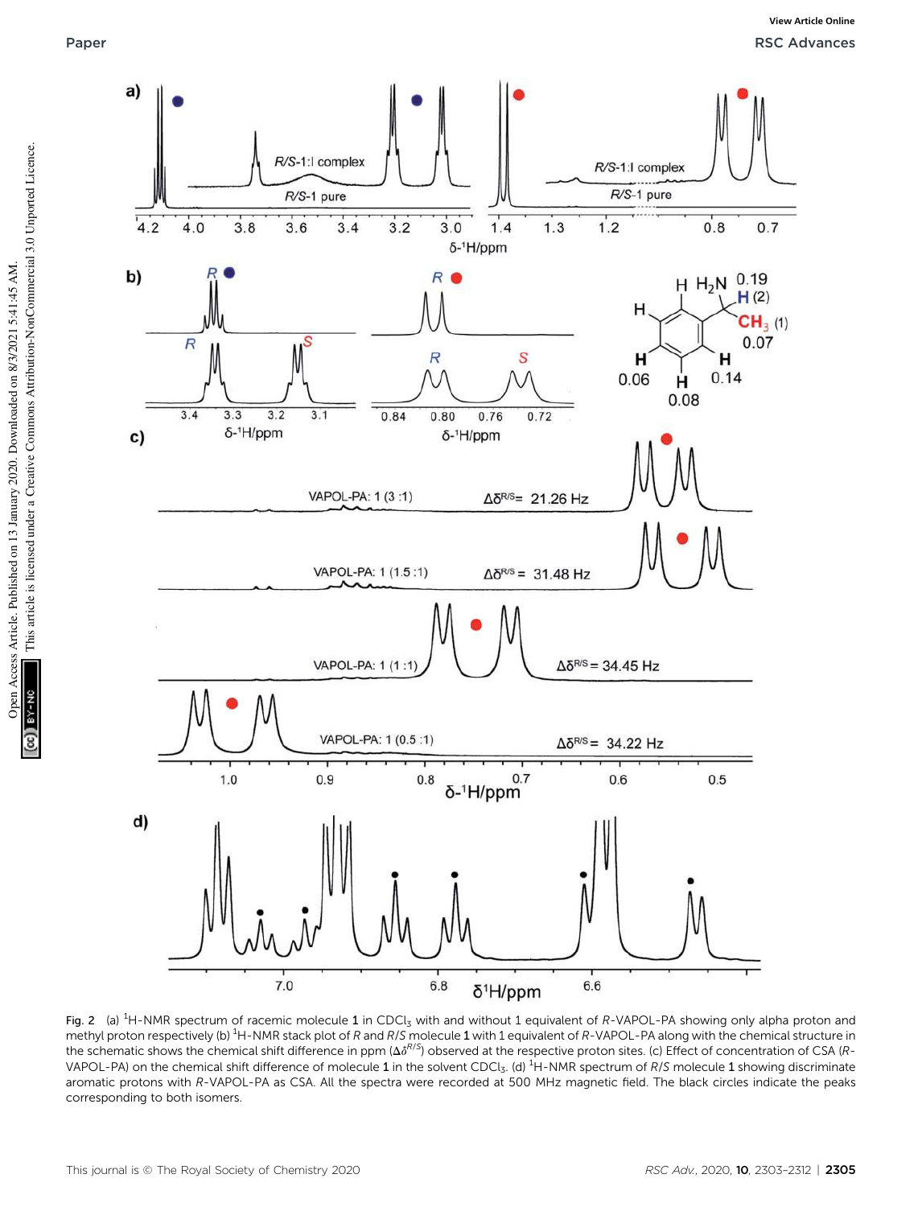Fig. 2 (a) $^{1}$H-NMR spectrum of racemic molecule **1** in $CDCl_3$ with and without 1 equivalent of *R*-VAPOL-PA showing only alpha proton and methyl proton respectively (b) $^{1}$H-NMR stack plot of *R* and *R*/*S* molecule **1** with 1 equivalent of *R*-VAPOL-PA along with the chemical structure in the schematic shows the chemical shift difference in ppm ($\Delta\delta^{R/S}$) observed at the respective proton sites. (c) Effect of concentration of CSA (*R*-VAPOL-PA) on the chemical shift difference of molecule **1** in the solvent $CDCl_3$. (d) $^{1}$H-NMR spectrum of *R*/*S* molecule **1** showing discriminate aromatic protons with *R*-VAPOL-PA as CSA. All the spectra were recorded at 500 MHz magnetic field. The black circles indicate the peaks corresponding to both isomers.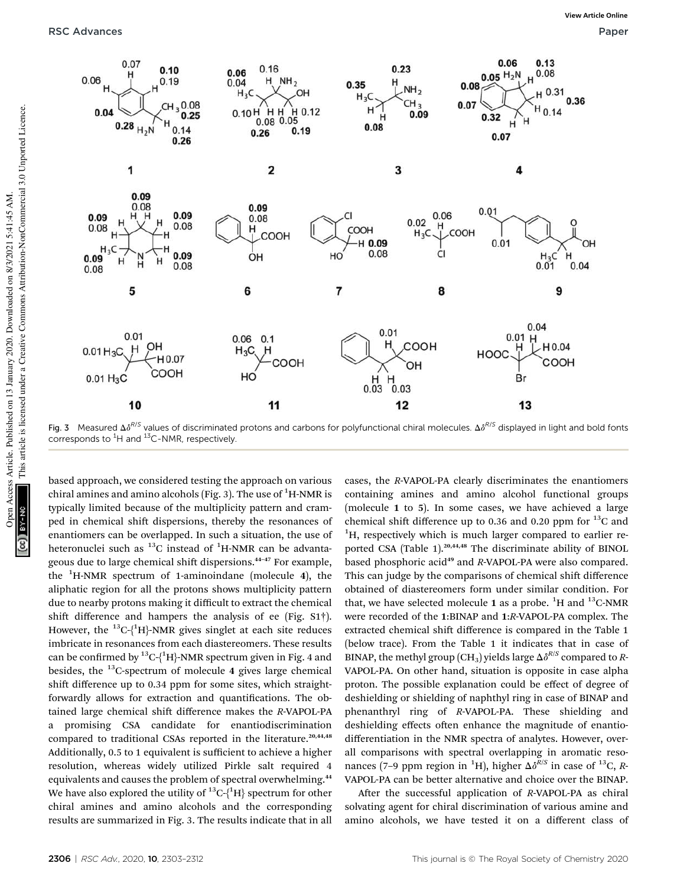Fig. 3 Measured $\Delta\delta^{R/S}$ values of discriminated protons and carbons for polyfunctional chiral molecules. $\Delta\delta^{R/S}$ displayed in light and bold fonts corresponds to $^1$H and $^{13}$C-NMR, respectively.

based approach, we considered testing the approach on various chiral amines and amino alcohols (Fig. 3). The use of $^1$H-NMR is typically limited because of the multiplicity pattern and cramped in chemical shift dispersions, thereby the resonances of enantiomers can be overlapped. In such a situation, the use of heteronuclei such as $^{13}$C instead of $^1$H-NMR can be advantageous due to large chemical shift dispersions.[44–47] For example, the $^1$H-NMR spectrum of 1-aminoindane (molecule **4**), the aliphatic region for all the protons shows multiplicity pattern due to nearby protons making it difficult to extract the chemical shift difference and hampers the analysis of ee (Fig. S1†). However, the $^{13}$C-{$^1$H}-NMR gives singlet at each site reduces imbricate in resonances from each diastereomers. These results can be confirmed by $^{13}$C-{$^1$H}-NMR spectrum given in Fig. 4 and besides, the $^{13}$C-spectrum of molecule **4** gives large chemical shift difference up to 0.34 ppm for some sites, which straightforwardly allows for extraction and quantifications. The obtained large chemical shift difference makes the *R*-VAPOL-PA a promising CSA candidate for enantiodiscrimination compared to traditional CSAs reported in the literature.[20,44,48] Additionally, 0.5 to 1 equivalent is sufficient to achieve a higher resolution, whereas widely utilized Pirkle salt required 4 equivalents and causes the problem of spectral overwhelming.[44] We have also explored the utility of $^{13}$C-{$^1$H} spectrum for other chiral amines and amino alcohols and the corresponding results are summarized in Fig. 3. The results indicate that in all cases, the *R*-VAPOL-PA clearly discriminates the enantiomers containing amines and amino alcohol functional groups (molecule **1** to **5**). In some cases, we have achieved a large chemical shift difference up to 0.36 and 0.20 ppm for $^{13}$C and $^1$H, respectively which is much larger compared to earlier reported CSA (Table 1).[20,44,48] The discriminate ability of BINOL based phosphoric acid[49] and *R*-VAPOL-PA were also compared. This can judge by the comparisons of chemical shift difference obtained of diastereomers form under similar condition. For that, we have selected molecule **1** as a probe. $^1$H and $^{13}$C-NMR were recorded of the **1**:BINAP and **1**:*R*-VAPOL-PA complex. The extracted chemical shift difference is compared in the Table 1 (below trace). From the Table 1 it indicates that in case of BINAP, the methyl group ($CH_3$) yields large $\Delta\delta^{R/S}$ compared to *R*-VAPOL-PA. On other hand, situation is opposite in case alpha proton. The possible explanation could be effect of degree of deshielding or shielding of naphthyl ring in case of BINAP and phenanthryl ring of *R*-VAPOL-PA. These shielding and deshielding effects often enhance the magnitude of enantiodifferentiation in the NMR spectra of analytes. However, overall comparisons with spectral overlapping in aromatic resonances (7–9 ppm region in $^1$H), higher $\Delta\delta^{R/S}$ in case of $^{13}$C, *R*-VAPOL-PA can be better alternative and choice over the BINAP.

After the successful application of *R*-VAPOL-PA as chiral solvating agent for chiral discrimination of various amine and amino alcohols, we have tested it on a different class of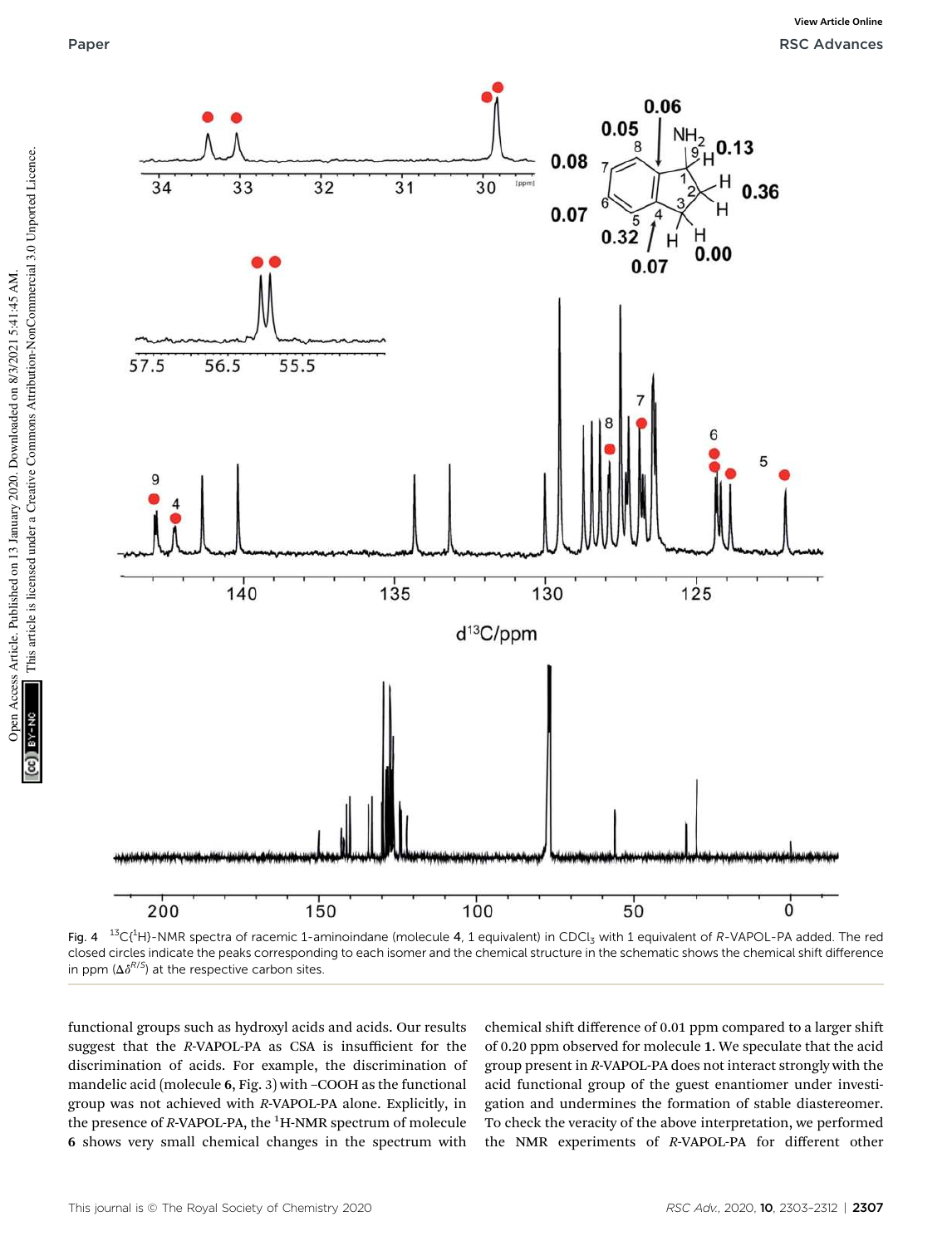Fig. 4 $^{13}C\{^1H\}$-NMR spectra of racemic 1-aminoindane (molecule **4**, 1 equivalent) in $CDCl_3$ with 1 equivalent of *R*-VAPOL-PA added. The red closed circles indicate the peaks corresponding to each isomer and the chemical structure in the schematic shows the chemical shift difference in ppm ($\Delta\delta^{R/S}$) at the respective carbon sites.

functional groups such as hydroxyl acids and acids. Our results suggest that the *R*-VAPOL-PA as CSA is insufficient for the discrimination of acids. For example, the discrimination of mandelic acid (molecule **6**, Fig. 3) with –COOH as the functional group was not achieved with *R*-VAPOL-PA alone. Explicitly, in the presence of *R*-VAPOL-PA, the $^1$H-NMR spectrum of molecule **6** shows very small chemical changes in the spectrum with chemical shift difference of 0.01 ppm compared to a larger shift of 0.20 ppm observed for molecule **1**. We speculate that the acid group present in *R*-VAPOL-PA does not interact strongly with the acid functional group of the guest enantiomer under investigation and undermines the formation of stable diastereomer. To check the veracity of the above interpretation, we performed the NMR experiments of *R*-VAPOL-PA for different other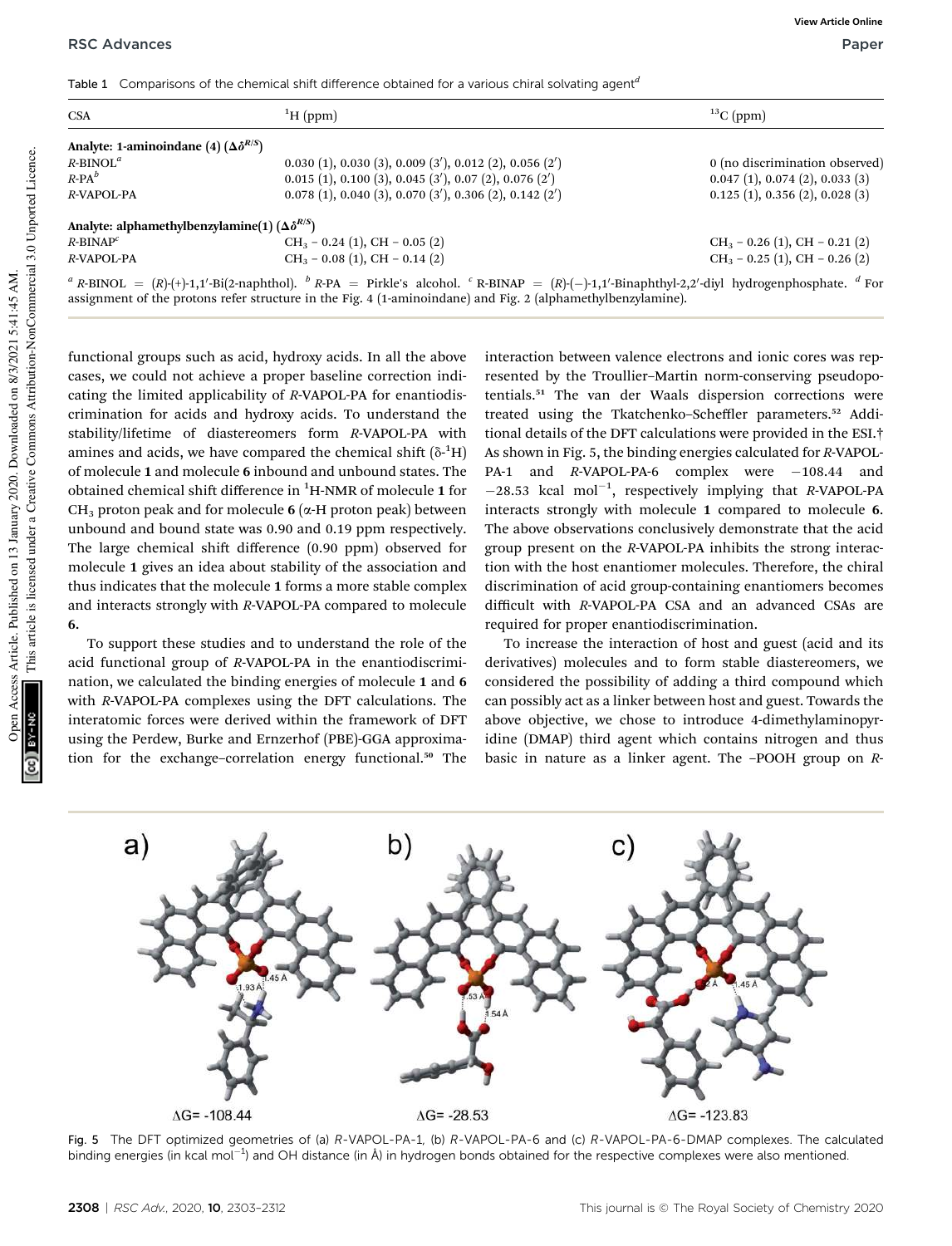Table 1 Comparisons of the chemical shift difference obtained for a various chiral solvating agent[d]

| CSA | $^{1}H$ (ppm) | $^{13}C$ (ppm) |
|---|---|---|
| **Analyte: 1-aminoindane (4) ($\Delta\delta^{R/S}$)** | | |
| *R*-BINOL[a] | 0.030 (1), 0.030 (3), 0.009 (3′), 0.012 (2), 0.056 (2′) | 0 (no discrimination observed) |
| *R*-PA[b] | 0.015 (1), 0.100 (3), 0.045 (3′), 0.07 (2), 0.076 (2′) | 0.047 (1), 0.074 (2), 0.033 (3) |
| *R*-VAPOL-PA | 0.078 (1), 0.040 (3), 0.070 (3′), 0.306 (2), 0.142 (2′) | 0.125 (1), 0.356 (2), 0.028 (3) |
| **Analyte: alphamethylbenzylamine(1) ($\Delta\delta^{R/S}$)** | | |
| *R*-BINAP[c] | $CH_3$ – 0.24 (1), CH – 0.05 (2) | $CH_3$ – 0.26 (1), CH – 0.21 (2) |
| *R*-VAPOL-PA | $CH_3$ – 0.08 (1), CH – 0.14 (2) | $CH_3$ – 0.25 (1), CH – 0.26 (2) |

[a] *R*-BINOL = (*R*)-(+)-1,1′-Bi(2-naphthol). [b] *R*-PA = Pirkle's alcohol. [c] R-BINAP = (*R*)-(−)-1,1′-Binaphthyl-2,2′-diyl hydrogenphosphate. [d] For assignment of the protons refer structure in the Fig. 4 (1-aminoindane) and Fig. 2 (alphamethylbenzylamine).

functional groups such as acid, hydroxy acids. In all the above cases, we could not achieve a proper baseline correction indicating the limited applicability of *R*-VAPOL-PA for enantiodiscrimination for acids and hydroxy acids. To understand the stability/lifetime of diastereomers form *R*-VAPOL-PA with amines and acids, we have compared the chemical shift (δ-$^{1}$H) of molecule **1** and molecule **6** inbound and unbound states. The obtained chemical shift difference in $^{1}$H-NMR of molecule **1** for $CH_3$ proton peak and for molecule **6** (α-H proton peak) between unbound and bound state was 0.90 and 0.19 ppm respectively. The large chemical shift difference (0.90 ppm) observed for molecule **1** gives an idea about stability of the association and thus indicates that the molecule **1** forms a more stable complex and interacts strongly with *R*-VAPOL-PA compared to molecule **6**.

To support these studies and to understand the role of the acid functional group of *R*-VAPOL-PA in the enantiodiscrimination, we calculated the binding energies of molecule **1** and **6** with *R*-VAPOL-PA complexes using the DFT calculations. The interatomic forces were derived within the framework of DFT using the Perdew, Burke and Ernzerhof (PBE)-GGA approximation for the exchange–correlation energy functional.[50] The interaction between valence electrons and ionic cores was represented by the Troullier–Martin norm-conserving pseudopotentials.[51] The van der Waals dispersion corrections were treated using the Tkatchenko–Scheffler parameters.[52] Additional details of the DFT calculations were provided in the ESI.† As shown in Fig. 5, the binding energies calculated for *R*-VAPOL-PA-1 and *R*-VAPOL-PA-6 complex were −108.44 and −28.53 kcal mol$^{-1}$, respectively implying that *R*-VAPOL-PA interacts strongly with molecule **1** compared to molecule **6**. The above observations conclusively demonstrate that the acid group present on the *R*-VAPOL-PA inhibits the strong interaction with the host enantiomer molecules. Therefore, the chiral discrimination of acid group-containing enantiomers becomes difficult with *R*-VAPOL-PA CSA and an advanced CSAs are required for proper enantiodiscrimination.

To increase the interaction of host and guest (acid and its derivatives) molecules and to form stable diastereomers, we considered the possibility of adding a third compound which can possibly act as a linker between host and guest. Towards the above objective, we chose to introduce 4-dimethylaminopyridine (DMAP) third agent which contains nitrogen and thus basic in nature as a linker agent. The –POOH group on *R*-

Fig. 5 The DFT optimized geometries of (a) *R*-VAPOL-PA-1, (b) *R*-VAPOL-PA-6 and (c) *R*-VAPOL-PA-6-DMAP complexes. The calculated binding energies (in kcal mol$^{-1}$) and OH distance (in Å) in hydrogen bonds obtained for the respective complexes were also mentioned.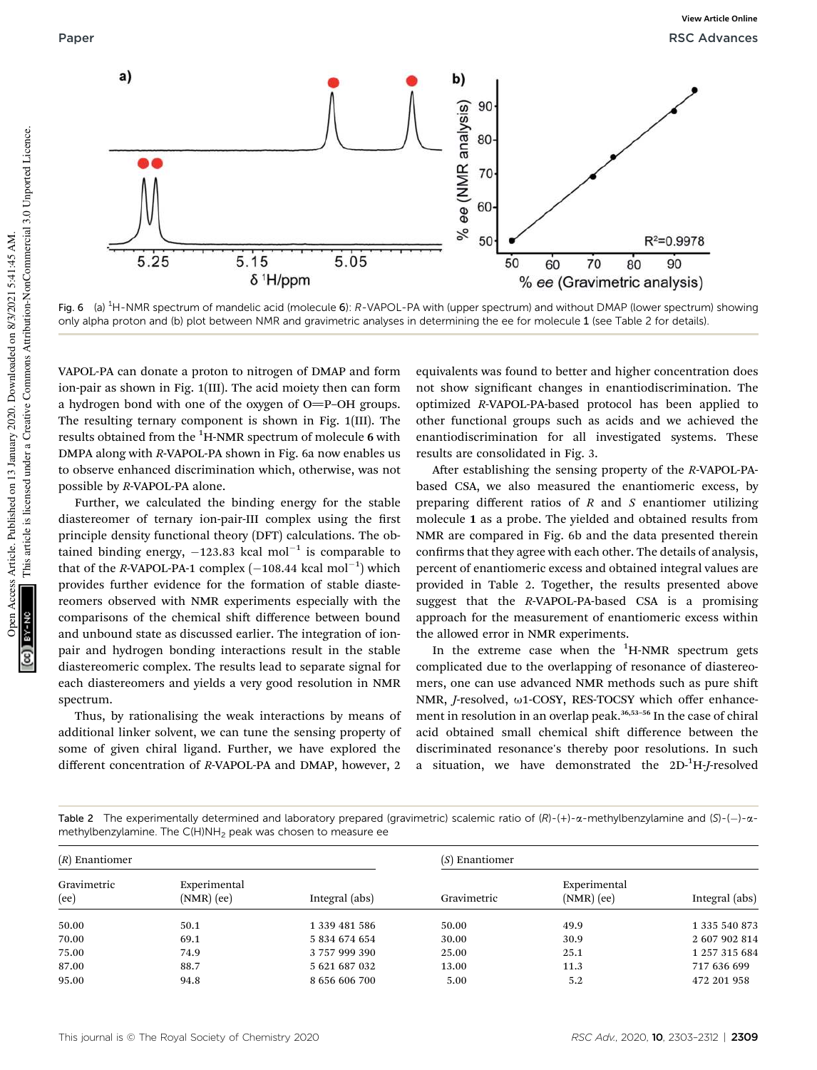Fig. 6 (a) $^{1}$H-NMR spectrum of mandelic acid (molecule **6**): *R*-VAPOL-PA with (upper spectrum) and without DMAP (lower spectrum) showing only alpha proton and (b) plot between NMR and gravimetric analyses in determining the ee for molecule **1** (see Table 2 for details).

VAPOL-PA can donate a proton to nitrogen of DMAP and form ion-pair as shown in Fig. 1(III). The acid moiety then can form a hydrogen bond with one of the oxygen of O=P–OH groups. The resulting ternary component is shown in Fig. 1(III). The results obtained from the $^{1}$H-NMR spectrum of molecule **6** with DMPA along with *R*-VAPOL-PA shown in Fig. 6a now enables us to observe enhanced discrimination which, otherwise, was not possible by *R*-VAPOL-PA alone.

Further, we calculated the binding energy for the stable diastereomer of ternary ion-pair-III complex using the first principle density functional theory (DFT) calculations. The obtained binding energy, $-123.83$ kcal mol$^{-1}$ is comparable to that of the *R*-VAPOL-PA-1 complex ($-108.44$ kcal mol$^{-1}$) which provides further evidence for the formation of stable diastereomers observed with NMR experiments especially with the comparisons of the chemical shift difference between bound and unbound state as discussed earlier. The integration of ion-pair and hydrogen bonding interactions result in the stable diastereomeric complex. The results lead to separate signal for each diastereomers and yields a very good resolution in NMR spectrum.

Thus, by rationalising the weak interactions by means of additional linker solvent, we can tune the sensing property of some of given chiral ligand. Further, we have explored the different concentration of *R*-VAPOL-PA and DMAP, however, 2 equivalents was found to better and higher concentration does not show significant changes in enantiodiscrimination. The optimized *R*-VAPOL-PA-based protocol has been applied to other functional groups such as acids and we achieved the enantiodiscrimination for all investigated systems. These results are consolidated in Fig. 3.

After establishing the sensing property of the *R*-VAPOL-PA-based CSA, we also measured the enantiomeric excess, by preparing different ratios of *R* and *S* enantiomer utilizing molecule **1** as a probe. The yielded and obtained results from NMR are compared in Fig. 6b and the data presented therein confirms that they agree with each other. The details of analysis, percent of enantiomeric excess and obtained integral values are provided in Table 2. Together, the results presented above suggest that the *R*-VAPOL-PA-based CSA is a promising approach for the measurement of enantiomeric excess within the allowed error in NMR experiments.

In the extreme case when the $^{1}$H-NMR spectrum gets complicated due to the overlapping of resonance of diastereomers, one can use advanced NMR methods such as pure shift NMR, *J*-resolved, ω1-COSY, RES-TOCSY which offer enhancement in resolution in an overlap peak.[36,53–56] In the case of chiral acid obtained small chemical shift difference between the discriminated resonance's thereby poor resolutions. In such a situation, we have demonstrated the 2D-$^{1}$H-*J*-resolved

Table 2 The experimentally determined and laboratory prepared (gravimetric) scalemic ratio of (*R*)-(+)-α-methylbenzylamine and (*S*)-(−)-α-methylbenzylamine. The C(H)NH$_2$ peak was chosen to measure ee

| (*R*) Enantiomer | | | (*S*) Enantiomer | | |
|---|---|---|---|---|---|
| Gravimetric (ee) | Experimental (NMR) (ee) | Integral (abs) | Gravimetric | Experimental (NMR) (ee) | Integral (abs) |
| 50.00 | 50.1 | 1 339 481 586 | 50.00 | 49.9 | 1 335 540 873 |
| 70.00 | 69.1 | 5 834 674 654 | 30.00 | 30.9 | 2 607 902 814 |
| 75.00 | 74.9 | 3 757 999 390 | 25.00 | 25.1 | 1 257 315 684 |
| 87.00 | 88.7 | 5 621 687 032 | 13.00 | 11.3 | 717 636 699 |
| 95.00 | 94.8 | 8 656 606 700 | 5.00 | 5.2 | 472 201 958 |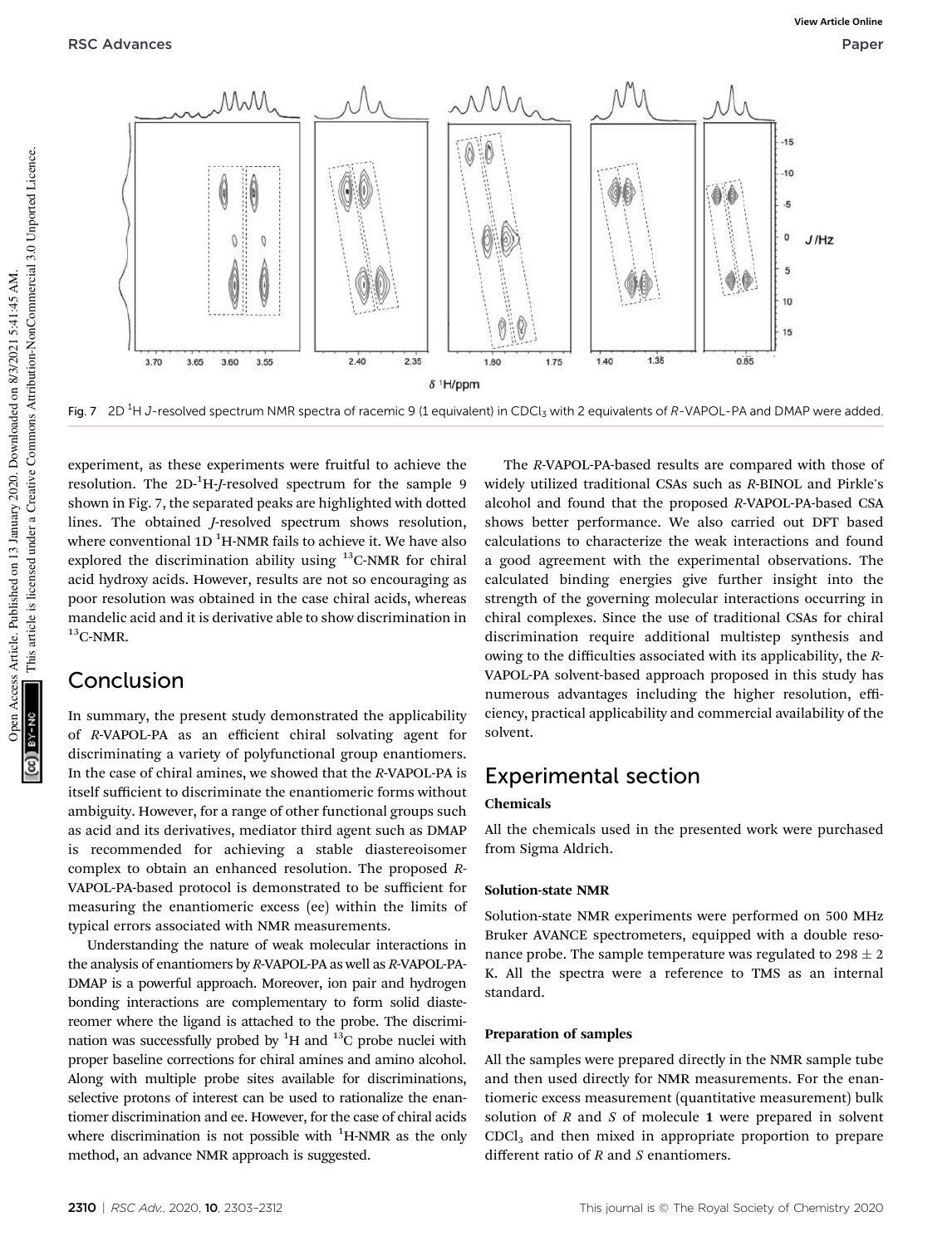Fig. 7 2D $^1$H *J*-resolved spectrum NMR spectra of racemic 9 (1 equivalent) in $CDCl_3$ with 2 equivalents of *R*-VAPOL-PA and DMAP were added.

experiment, as these experiments were fruitful to achieve the resolution. The 2D-$^1$H-*J*-resolved spectrum for the sample 9 shown in Fig. 7, the separated peaks are highlighted with dotted lines. The obtained *J*-resolved spectrum shows resolution, where conventional 1D $^1$H-NMR fails to achieve it. We have also explored the discrimination ability using $^{13}$C-NMR for chiral acid hydroxy acids. However, results are not so encouraging as poor resolution was obtained in the case chiral acids, whereas mandelic acid and it is derivative able to show discrimination in $^{13}$C-NMR.

## Conclusion

In summary, the present study demonstrated the applicability of *R*-VAPOL-PA as an efficient chiral solvating agent for discriminating a variety of polyfunctional group enantiomers. In the case of chiral amines, we showed that the *R*-VAPOL-PA is itself sufficient to discriminate the enantiomeric forms without ambiguity. However, for a range of other functional groups such as acid and its derivatives, mediator third agent such as DMAP is recommended for achieving a stable diastereoisomer complex to obtain an enhanced resolution. The proposed *R*-VAPOL-PA-based protocol is demonstrated to be sufficient for measuring the enantiomeric excess (ee) within the limits of typical errors associated with NMR measurements.

Understanding the nature of weak molecular interactions in the analysis of enantiomers by *R*-VAPOL-PA as well as *R*-VAPOL-PA-DMAP is a powerful approach. Moreover, ion pair and hydrogen bonding interactions are complementary to form solid diastereomer where the ligand is attached to the probe. The discrimination was successfully probed by $^1$H and $^{13}$C probe nuclei with proper baseline corrections for chiral amines and amino alcohol. Along with multiple probe sites available for discriminations, selective protons of interest can be used to rationalize the enantiomer discrimination and ee. However, for the case of chiral acids where discrimination is not possible with $^1$H-NMR as the only method, an advance NMR approach is suggested.

The *R*-VAPOL-PA-based results are compared with those of widely utilized traditional CSAs such as *R*-BINOL and Pirkle's alcohol and found that the proposed *R*-VAPOL-PA-based CSA shows better performance. We also carried out DFT based calculations to characterize the weak interactions and found a good agreement with the experimental observations. The calculated binding energies give further insight into the strength of the governing molecular interactions occurring in chiral complexes. Since the use of traditional CSAs for chiral discrimination require additional multistep synthesis and owing to the difficulties associated with its applicability, the *R*-VAPOL-PA solvent-based approach proposed in this study has numerous advantages including the higher resolution, efficiency, practical applicability and commercial availability of the solvent.

## Experimental section

### Chemicals

All the chemicals used in the presented work were purchased from Sigma Aldrich.

### Solution-state NMR

Solution-state NMR experiments were performed on 500 MHz Bruker AVANCE spectrometers, equipped with a double resonance probe. The sample temperature was regulated to $298 \pm 2$ K. All the spectra were a reference to TMS as an internal standard.

### Preparation of samples

All the samples were prepared directly in the NMR sample tube and then used directly for NMR measurements. For the enantiomeric excess measurement (quantitative measurement) bulk solution of *R* and *S* of molecule **1** were prepared in solvent $CDCl_3$ and then mixed in appropriate proportion to prepare different ratio of *R* and *S* enantiomers.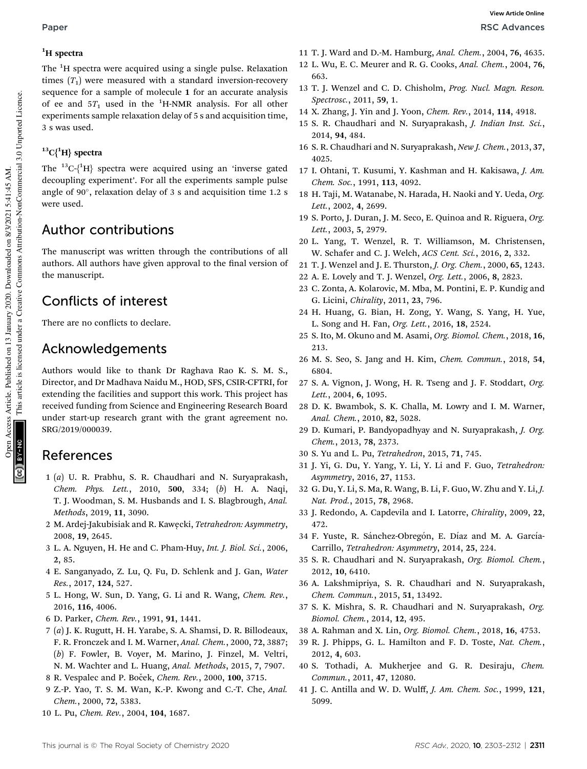### $^{1}$H spectra

The $^{1}$H spectra were acquired using a single pulse. Relaxation times ($T_1$) were measured with a standard inversion-recovery sequence for a sample of molecule **1** for an accurate analysis of ee and $5T_1$ used in the $^{1}$H-NMR analysis. For all other experiments sample relaxation delay of 5 s and acquisition time, 3 s was used.

### $^{13}$C{$^{1}$H} spectra

The $^{13}$C-{$^{1}$H} spectra were acquired using an 'inverse gated decoupling experiment'. For all the experiments sample pulse angle of 90°, relaxation delay of 3 s and acquisition time 1.2 s were used.

## Author contributions

The manuscript was written through the contributions of all authors. All authors have given approval to the final version of the manuscript.

## Conflicts of interest

There are no conflicts to declare.

## Acknowledgements

Authors would like to thank Dr Raghava Rao K. S. M. S., Director, and Dr Madhava Naidu M., HOD, SFS, CSIR-CFTRI, for extending the facilities and support this work. This project has received funding from Science and Engineering Research Board under start-up research grant with the grant agreement no. SRG/2019/000039.

## References

1 (*a*) U. R. Prabhu, S. R. Chaudhari and N. Suryaprakash, *Chem. Phys. Lett.*, 2010, **500**, 334; (*b*) H. A. Naqi, T. J. Woodman, S. M. Husbands and I. S. Blagbrough, *Anal. Methods*, 2019, **11**, 3090.

2 M. Ardej-Jakubisiak and R. Kawęcki, *Tetrahedron: Asymmetry*, 2008, **19**, 2645.

3 L. A. Nguyen, H. He and C. Pham-Huy, *Int. J. Biol. Sci.*, 2006, **2**, 85.

4 E. Sanganyado, Z. Lu, Q. Fu, D. Schlenk and J. Gan, *Water Res.*, 2017, **124**, 527.

5 L. Hong, W. Sun, D. Yang, G. Li and R. Wang, *Chem. Rev.*, 2016, **116**, 4006.

6 D. Parker, *Chem. Rev.*, 1991, **91**, 1441.

7 (*a*) J. K. Rugutt, H. H. Yarabe, S. A. Shamsi, D. R. Billodeaux, F. R. Fronczek and I. M. Warner, *Anal. Chem.*, 2000, **72**, 3887; (*b*) F. Fowler, B. Voyer, M. Marino, J. Finzel, M. Veltri, N. M. Wachter and L. Huang, *Anal. Methods*, 2015, **7**, 7907.

8 R. Vespalec and P. Boček, *Chem. Rev.*, 2000, **100**, 3715.

9 Z.-P. Yao, T. S. M. Wan, K.-P. Kwong and C.-T. Che, *Anal. Chem.*, 2000, **72**, 5383.

10 L. Pu, *Chem. Rev.*, 2004, **104**, 1687.

11 T. J. Ward and D.-M. Hamburg, *Anal. Chem.*, 2004, **76**, 4635.

12 L. Wu, E. C. Meurer and R. G. Cooks, *Anal. Chem.*, 2004, **76**, 663.

13 T. J. Wenzel and C. D. Chisholm, *Prog. Nucl. Magn. Reson. Spectrosc.*, 2011, **59**, 1.

14 X. Zhang, J. Yin and J. Yoon, *Chem. Rev.*, 2014, **114**, 4918.

15 S. R. Chaudhari and N. Suryaprakash, *J. Indian Inst. Sci.*, 2014, **94**, 484.

16 S. R. Chaudhari and N. Suryaprakash, *New J. Chem.*, 2013, **37**, 4025.

17 I. Ohtani, T. Kusumi, Y. Kashman and H. Kakisawa, *J. Am. Chem. Soc.*, 1991, **113**, 4092.

18 H. Taji, M. Watanabe, N. Harada, H. Naoki and Y. Ueda, *Org. Lett.*, 2002, **4**, 2699.

19 S. Porto, J. Duran, J. M. Seco, E. Quinoa and R. Riguera, *Org. Lett.*, 2003, **5**, 2979.

20 L. Yang, T. Wenzel, R. T. Williamson, M. Christensen, W. Schafer and C. J. Welch, *ACS Cent. Sci.*, 2016, **2**, 332.

21 T. J. Wenzel and J. E. Thurston, *J. Org. Chem.*, 2000, **65**, 1243.

22 A. E. Lovely and T. J. Wenzel, *Org. Lett.*, 2006, **8**, 2823.

23 C. Zonta, A. Kolarovic, M. Mba, M. Pontini, E. P. Kundig and G. Licini, *Chirality*, 2011, **23**, 796.

24 H. Huang, G. Bian, H. Zong, Y. Wang, S. Yang, H. Yue, L. Song and H. Fan, *Org. Lett.*, 2016, **18**, 2524.

25 S. Ito, M. Okuno and M. Asami, *Org. Biomol. Chem.*, 2018, **16**, 213.

26 M. S. Seo, S. Jang and H. Kim, *Chem. Commun.*, 2018, **54**, 6804.

27 S. A. Vignon, J. Wong, H. R. Tseng and J. F. Stoddart, *Org. Lett.*, 2004, **6**, 1095.

28 D. K. Bwambok, S. K. Challa, M. Lowry and I. M. Warner, *Anal. Chem.*, 2010, **82**, 5028.

29 D. Kumari, P. Bandyopadhyay and N. Suryaprakash, *J. Org. Chem.*, 2013, **78**, 2373.

30 S. Yu and L. Pu, *Tetrahedron*, 2015, **71**, 745.

31 J. Yi, G. Du, Y. Yang, Y. Li, Y. Li and F. Guo, *Tetrahedron: Asymmetry*, 2016, **27**, 1153.

32 G. Du, Y. Li, S. Ma, R. Wang, B. Li, F. Guo, W. Zhu and Y. Li, *J. Nat. Prod.*, 2015, **78**, 2968.

33 J. Redondo, A. Capdevila and I. Latorre, *Chirality*, 2009, **22**, 472.

34 F. Yuste, R. Sánchez-Obregón, E. Díaz and M. A. García-Carrillo, *Tetrahedron: Asymmetry*, 2014, **25**, 224.

35 S. R. Chaudhari and N. Suryaprakash, *Org. Biomol. Chem.*, 2012, **10**, 6410.

36 A. Lakshmipriya, S. R. Chaudhari and N. Suryaprakash, *Chem. Commun.*, 2015, **51**, 13492.

37 S. K. Mishra, S. R. Chaudhari and N. Suryaprakash, *Org. Biomol. Chem.*, 2014, **12**, 495.

38 A. Rahman and X. Lin, *Org. Biomol. Chem.*, 2018, **16**, 4753.

39 R. J. Phipps, G. L. Hamilton and F. D. Toste, *Nat. Chem.*, 2012, **4**, 603.

40 S. Tothadi, A. Mukherjee and G. R. Desiraju, *Chem. Commun.*, 2011, **47**, 12080.

41 J. C. Antilla and W. D. Wulff, *J. Am. Chem. Soc.*, 1999, **121**, 5099.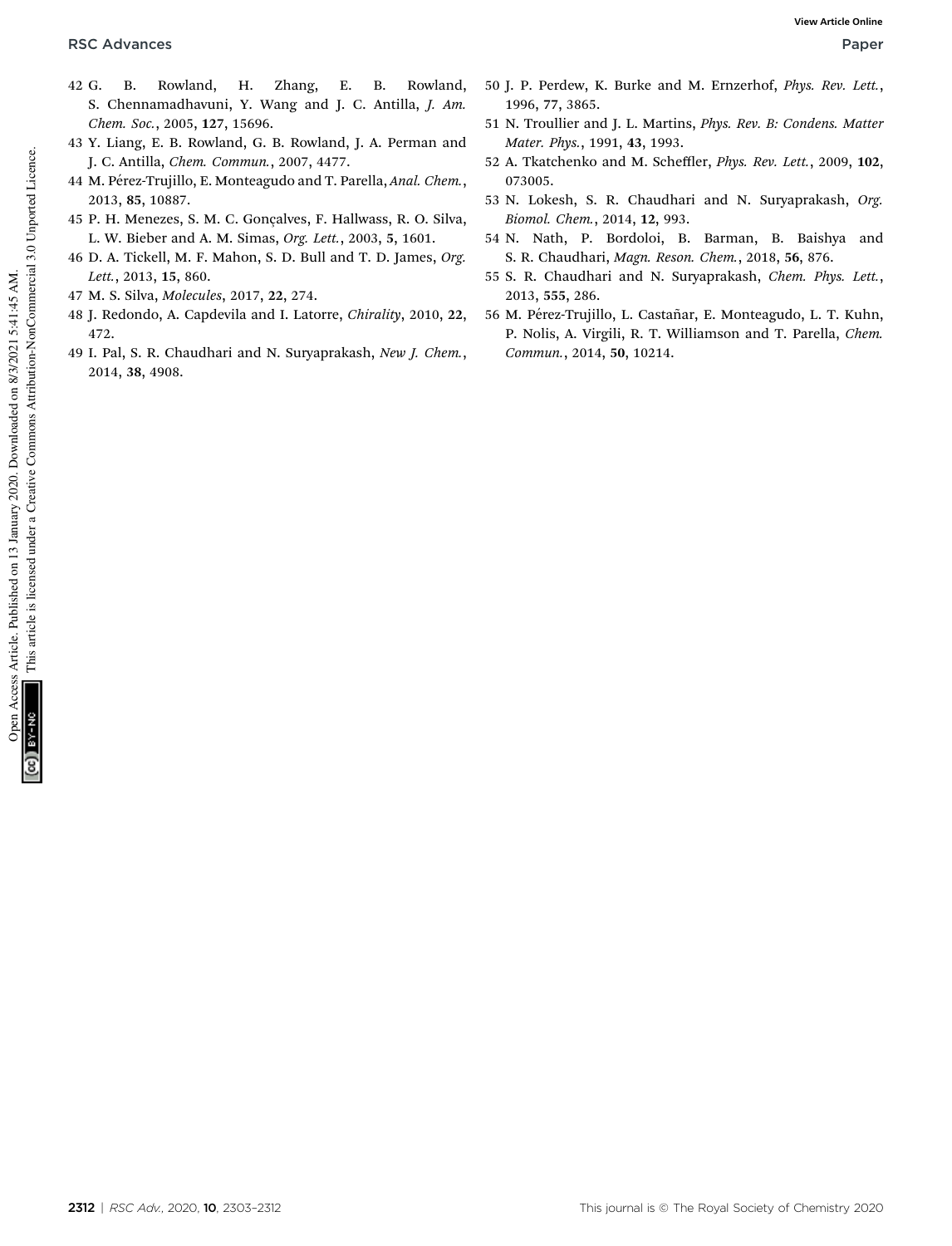42 G. B. Rowland, H. Zhang, E. B. Rowland, S. Chennamadhavuni, Y. Wang and J. C. Antilla, *J. Am. Chem. Soc.*, 2005, **127**, 15696.

43 Y. Liang, E. B. Rowland, G. B. Rowland, J. A. Perman and J. C. Antilla, *Chem. Commun.*, 2007, 4477.

44 M. Pérez-Trujillo, E. Monteagudo and T. Parella, *Anal. Chem.*, 2013, **85**, 10887.

45 P. H. Menezes, S. M. C. Gonçalves, F. Hallwass, R. O. Silva, L. W. Bieber and A. M. Simas, *Org. Lett.*, 2003, **5**, 1601.

46 D. A. Tickell, M. F. Mahon, S. D. Bull and T. D. James, *Org. Lett.*, 2013, **15**, 860.

47 M. S. Silva, *Molecules*, 2017, **22**, 274.

48 J. Redondo, A. Capdevila and I. Latorre, *Chirality*, 2010, **22**, 472.

49 I. Pal, S. R. Chaudhari and N. Suryaprakash, *New J. Chem.*, 2014, **38**, 4908.

50 J. P. Perdew, K. Burke and M. Ernzerhof, *Phys. Rev. Lett.*, 1996, **77**, 3865.

51 N. Troullier and J. L. Martins, *Phys. Rev. B: Condens. Matter Mater. Phys.*, 1991, **43**, 1993.

52 A. Tkatchenko and M. Scheffler, *Phys. Rev. Lett.*, 2009, **102**, 073005.

53 N. Lokesh, S. R. Chaudhari and N. Suryaprakash, *Org. Biomol. Chem.*, 2014, **12**, 993.

54 N. Nath, P. Bordoloi, B. Barman, B. Baishya and S. R. Chaudhari, *Magn. Reson. Chem.*, 2018, **56**, 876.

55 S. R. Chaudhari and N. Suryaprakash, *Chem. Phys. Lett.*, 2013, **555**, 286.

56 M. Pérez-Trujillo, L. Castañar, E. Monteagudo, L. T. Kuhn, P. Nolis, A. Virgili, R. T. Williamson and T. Parella, *Chem. Commun.*, 2014, **50**, 10214.